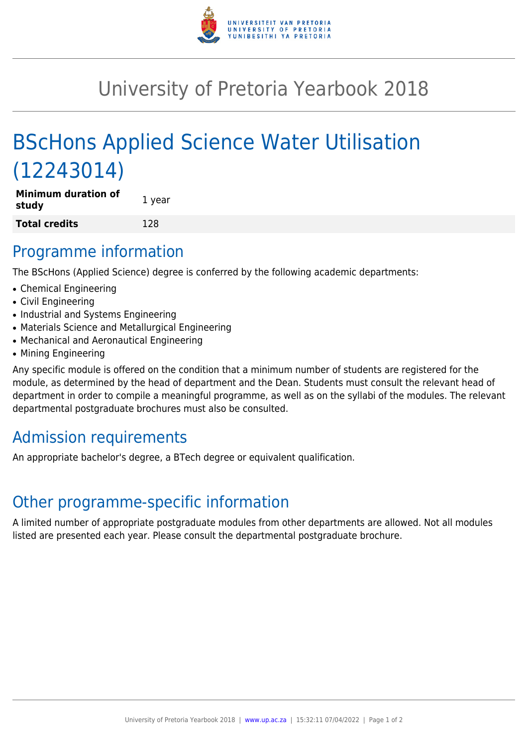# University of Pretoria Yearbook 2018

# BScHons Applied Science Water Utilisation (12243014)

| | |
|---|---|
| **Minimum duration of study** | 1 year |
| **Total credits** | 128 |

## Programme information

The BScHons (Applied Science) degree is conferred by the following academic departments:

- Chemical Engineering
- Civil Engineering
- Industrial and Systems Engineering
- Materials Science and Metallurgical Engineering
- Mechanical and Aeronautical Engineering
- Mining Engineering

Any specific module is offered on the condition that a minimum number of students are registered for the module, as determined by the head of department and the Dean. Students must consult the relevant head of department in order to compile a meaningful programme, as well as on the syllabi of the modules. The relevant departmental postgraduate brochures must also be consulted.

## Admission requirements

An appropriate bachelor's degree, a BTech degree or equivalent qualification.

## Other programme-specific information

A limited number of appropriate postgraduate modules from other departments are allowed. Not all modules listed are presented each year. Please consult the departmental postgraduate brochure.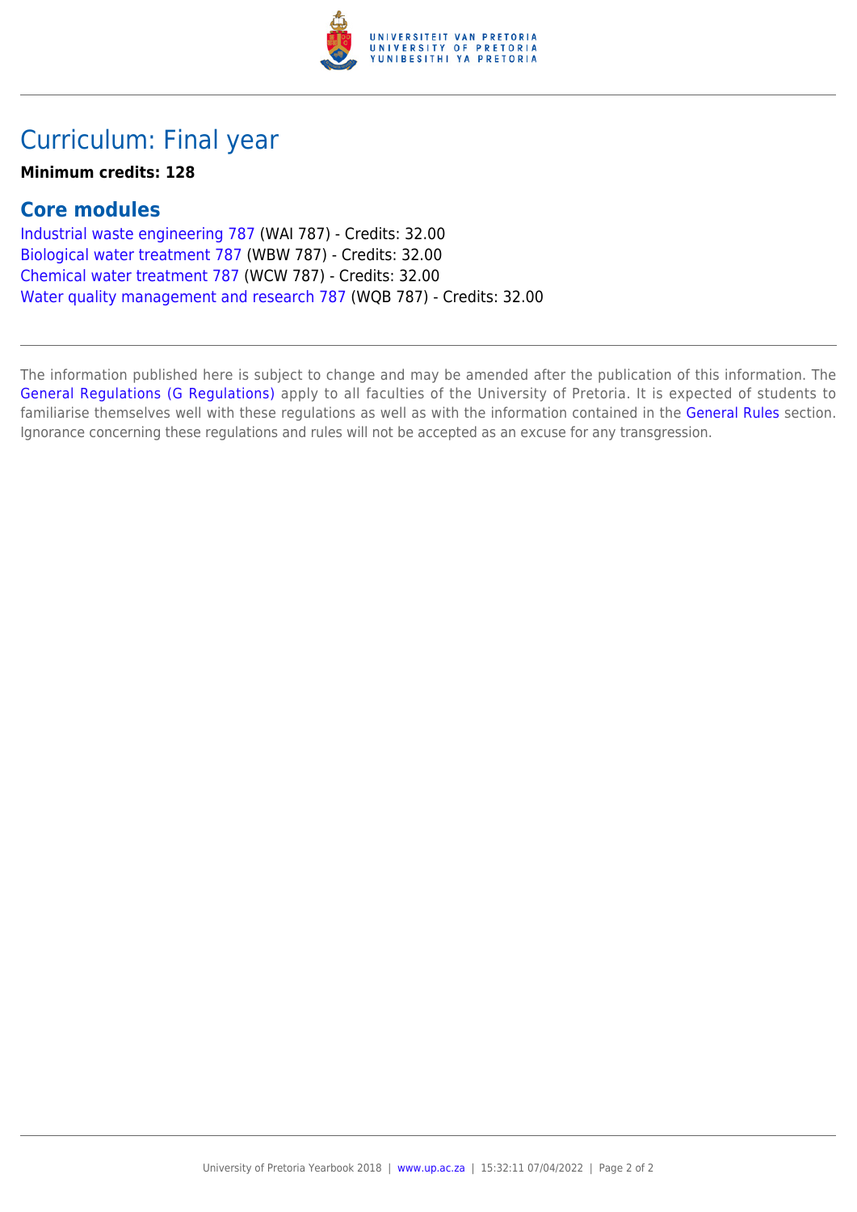# Curriculum: Final year

**Minimum credits: 128**

## Core modules

Industrial waste engineering 787 (WAI 787) - Credits: 32.00
Biological water treatment 787 (WBW 787) - Credits: 32.00
Chemical water treatment 787 (WCW 787) - Credits: 32.00
Water quality management and research 787 (WQB 787) - Credits: 32.00

---

The information published here is subject to change and may be amended after the publication of this information. The General Regulations (G Regulations) apply to all faculties of the University of Pretoria. It is expected of students to familiarise themselves well with these regulations as well as with the information contained in the General Rules section. Ignorance concerning these regulations and rules will not be accepted as an excuse for any transgression.